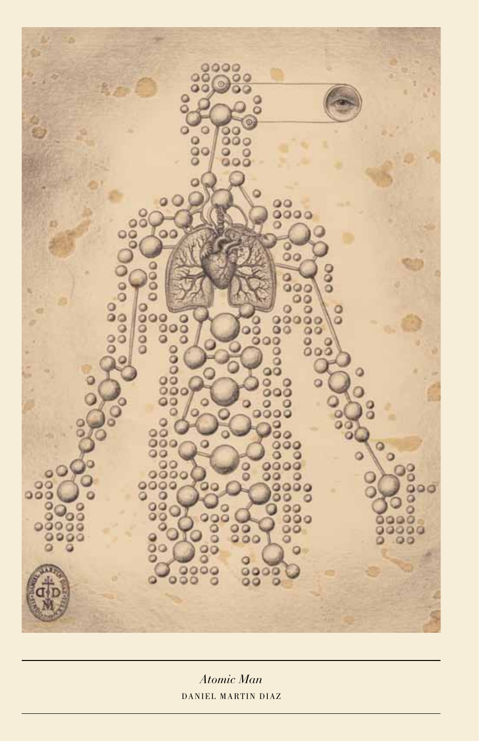*Atomic Man*

DANIEL MARTIN DIAZ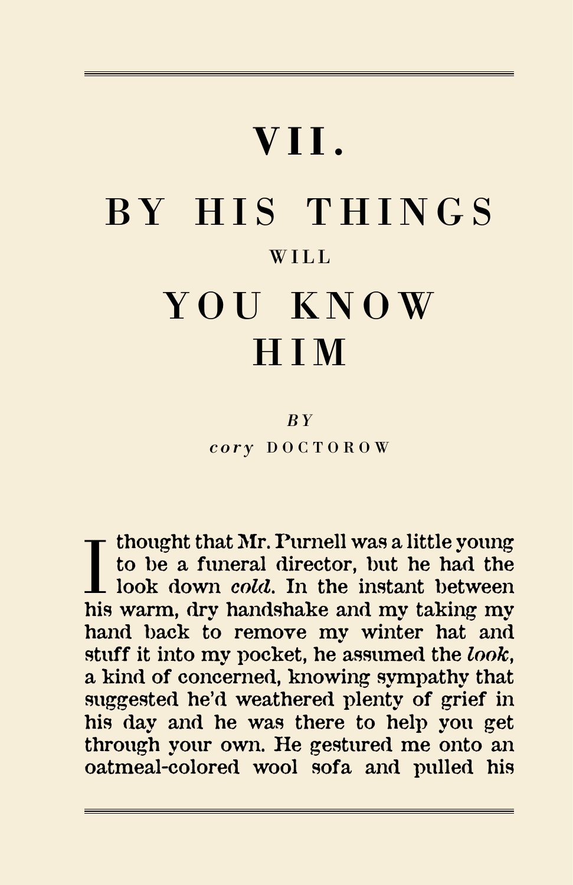# VII.

# BY HIS THINGS WILL YOU KNOW HIM

*BY*

*cory* DOCTOROW

I thought that Mr. Purnell was a little young to be a funeral director, but he had the look down *cold*. In the instant between his warm, dry handshake and my taking my hand back to remove my winter hat and stuff it into my pocket, he assumed the *look*, a kind of concerned, knowing sympathy that suggested he'd weathered plenty of grief in his day and he was there to help you get through your own. He gestured me onto an oatmeal-colored wool sofa and pulled his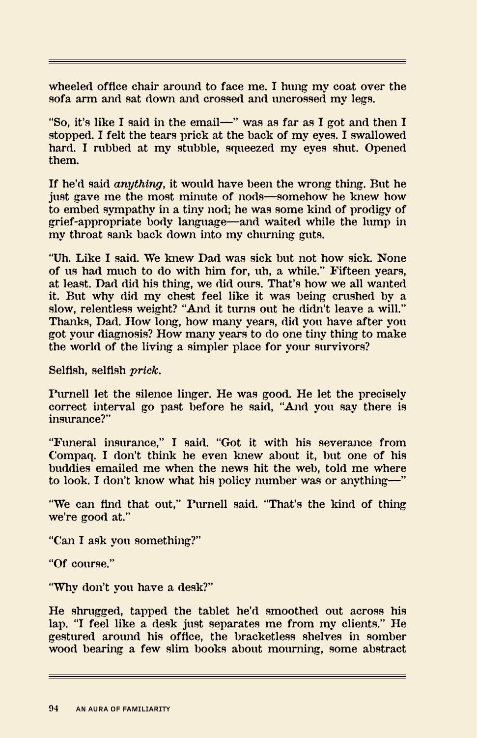wheeled office chair around to face me. I hung my coat over the sofa arm and sat down and crossed and uncrossed my legs.

"So, it's like I said in the email—" was as far as I got and then I stopped. I felt the tears prick at the back of my eyes. I swallowed hard. I rubbed at my stubble, squeezed my eyes shut. Opened them.

If he'd said *anything*, it would have been the wrong thing. But he just gave me the most minute of nods—somehow he knew how to embed sympathy in a tiny nod; he was some kind of prodigy of grief-appropriate body language—and waited while the lump in my throat sank back down into my churning guts.

"Uh. Like I said. We knew Dad was sick but not how sick. None of us had much to do with him for, uh, a while." Fifteen years, at least. Dad did his thing, we did ours. That's how we all wanted it. But why did my chest feel like it was being crushed by a slow, relentless weight? "And it turns out he didn't leave a will." Thanks, Dad. How long, how many years, did you have after you got your diagnosis? How many years to do one tiny thing to make the world of the living a simpler place for your survivors?

Selfish, selfish *prick*.

Purnell let the silence linger. He was good. He let the precisely correct interval go past before he said, "And you say there is insurance?"

"Funeral insurance," I said. "Got it with his severance from Compaq. I don't think he even knew about it, but one of his buddies emailed me when the news hit the web, told me where to look. I don't know what his policy number was or anything—"

"We can find that out," Purnell said. "That's the kind of thing we're good at."

"Can I ask you something?"

"Of course."

"Why don't you have a desk?"

He shrugged, tapped the tablet he'd smoothed out across his lap. "I feel like a desk just separates me from my clients." He gestured around his office, the bracketless shelves in somber wood bearing a few slim books about mourning, some abstract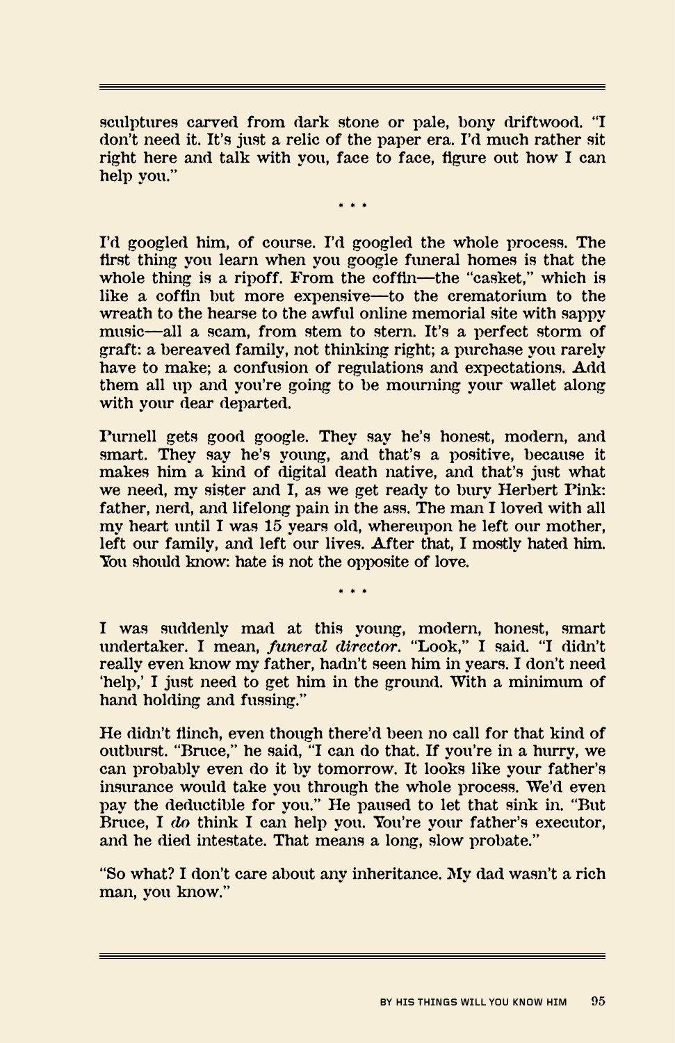sculptures carved from dark stone or pale, bony driftwood. "I don't need it. It's just a relic of the paper era. I'd much rather sit right here and talk with you, face to face, figure out how I can help you."

\* \* \*

I'd googled him, of course. I'd googled the whole process. The first thing you learn when you google funeral homes is that the whole thing is a ripoff. From the coffin—the "casket," which is like a coffin but more expensive—to the crematorium to the wreath to the hearse to the awful online memorial site with sappy music—all a scam, from stem to stern. It's a perfect storm of graft: a bereaved family, not thinking right; a purchase you rarely have to make; a confusion of regulations and expectations. Add them all up and you're going to be mourning your wallet along with your dear departed.

Purnell gets good google. They say he's honest, modern, and smart. They say he's young, and that's a positive, because it makes him a kind of digital death native, and that's just what we need, my sister and I, as we get ready to bury Herbert Pink: father, nerd, and lifelong pain in the ass. The man I loved with all my heart until I was 15 years old, whereupon he left our mother, left our family, and left our lives. After that, I mostly hated him. You should know: hate is not the opposite of love.

\* \* \*

I was suddenly mad at this young, modern, honest, smart undertaker. I mean, *funeral director*. "Look," I said. "I didn't really even know my father, hadn't seen him in years. I don't need 'help,' I just need to get him in the ground. With a minimum of hand holding and fussing."

He didn't flinch, even though there'd been no call for that kind of outburst. "Bruce," he said, "I can do that. If you're in a hurry, we can probably even do it by tomorrow. It looks like your father's insurance would take you through the whole process. We'd even pay the deductible for you." He paused to let that sink in. "But Bruce, I *do* think I can help you. You're your father's executor, and he died intestate. That means a long, slow probate."

"So what? I don't care about any inheritance. My dad wasn't a rich man, you know."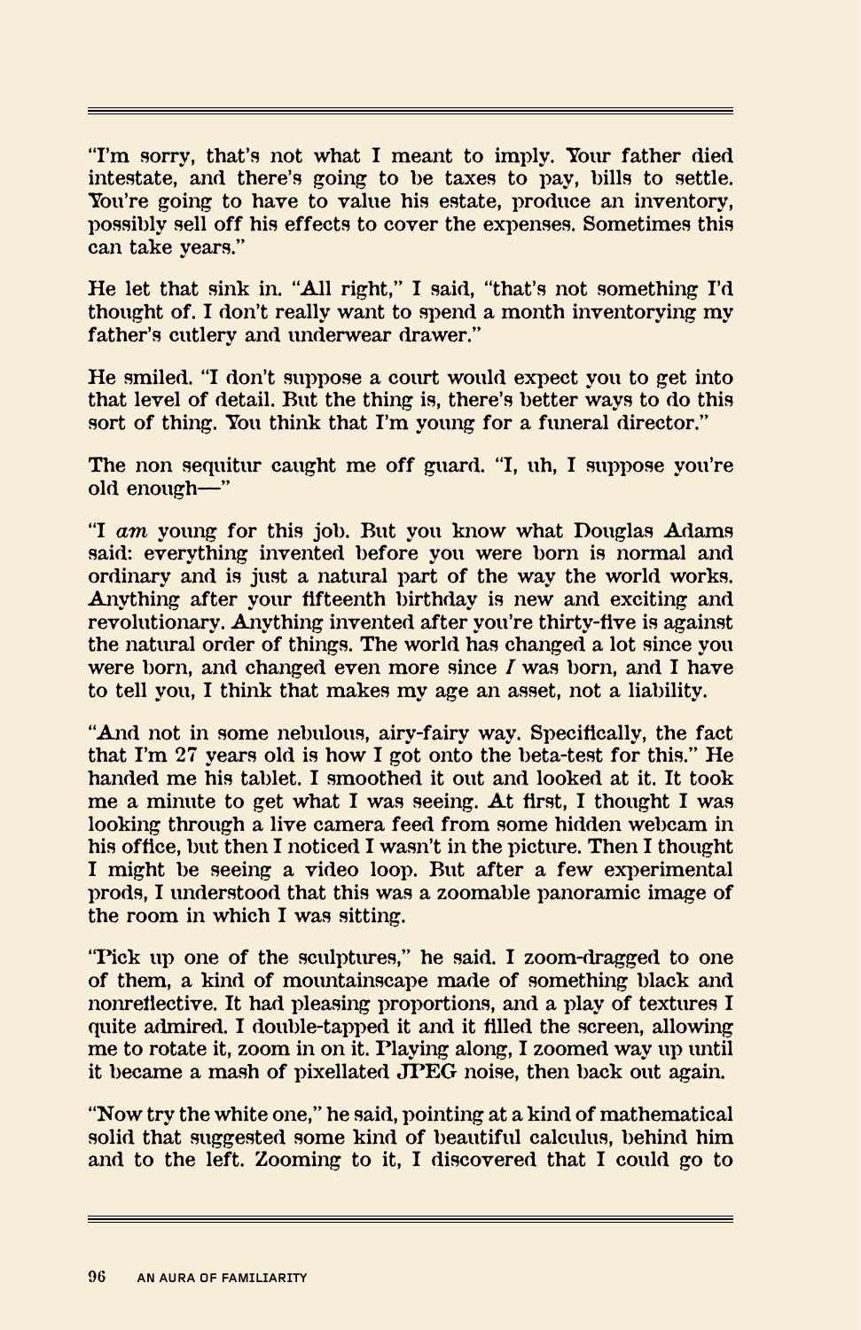"I'm sorry, that's not what I meant to imply. Your father died intestate, and there's going to be taxes to pay, bills to settle. You're going to have to value his estate, produce an inventory, possibly sell off his effects to cover the expenses. Sometimes this can take years."

He let that sink in. "All right," I said, "that's not something I'd thought of. I don't really want to spend a month inventorying my father's cutlery and underwear drawer."

He smiled. "I don't suppose a court would expect you to get into that level of detail. But the thing is, there's better ways to do this sort of thing. You think that I'm young for a funeral director."

The non sequitur caught me off guard. "I, uh, I suppose you're old enough—"

"I *am* young for this job. But you know what Douglas Adams said: everything invented before you were born is normal and ordinary and is just a natural part of the way the world works. Anything after your fifteenth birthday is new and exciting and revolutionary. Anything invented after you're thirty-five is against the natural order of things. The world has changed a lot since you were born, and changed even more since *I* was born, and I have to tell you, I think that makes my age an asset, not a liability.

"And not in some nebulous, airy-fairy way. Specifically, the fact that I'm 27 years old is how I got onto the beta-test for this." He handed me his tablet. I smoothed it out and looked at it. It took me a minute to get what I was seeing. At first, I thought I was looking through a live camera feed from some hidden webcam in his office, but then I noticed I wasn't in the picture. Then I thought I might be seeing a video loop. But after a few experimental prods, I understood that this was a zoomable panoramic image of the room in which I was sitting.

"Pick up one of the sculptures," he said. I zoom-dragged to one of them, a kind of mountainscape made of something black and nonreflective. It had pleasing proportions, and a play of textures I quite admired. I double-tapped it and it filled the screen, allowing me to rotate it, zoom in on it. Playing along, I zoomed way up until it became a mash of pixellated JPEG noise, then back out again.

"Now try the white one," he said, pointing at a kind of mathematical solid that suggested some kind of beautiful calculus, behind him and to the left. Zooming to it, I discovered that I could go to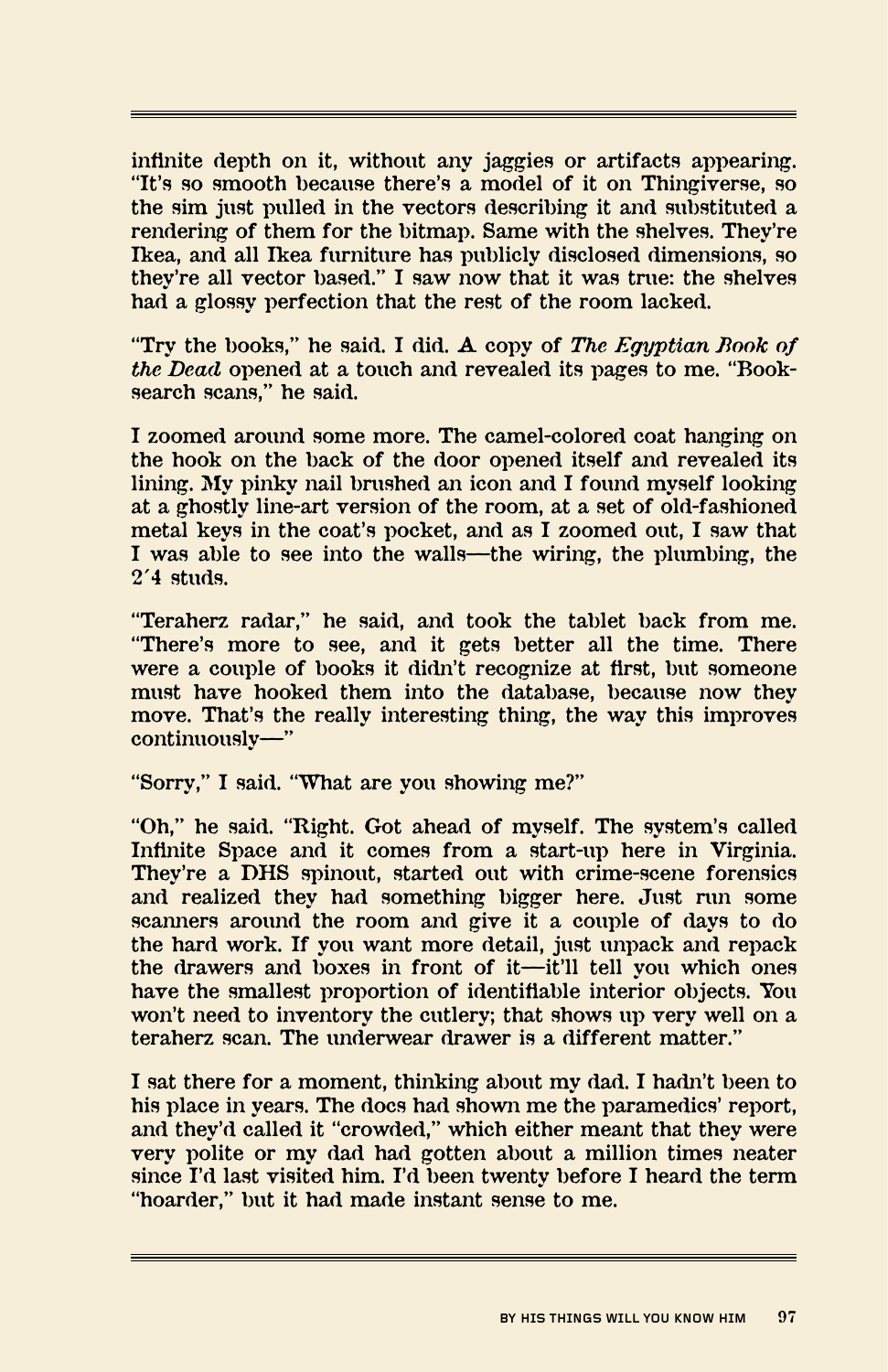infinite depth on it, without any jaggies or artifacts appearing. "It's so smooth because there's a model of it on Thingiverse, so the sim just pulled in the vectors describing it and substituted a rendering of them for the bitmap. Same with the shelves. They're Ikea, and all Ikea furniture has publicly disclosed dimensions, so they're all vector based." I saw now that it was true: the shelves had a glossy perfection that the rest of the room lacked.

"Try the books," he said. I did. A copy of *The Egyptian Book of the Dead* opened at a touch and revealed its pages to me. "Booksearch scans," he said.

I zoomed around some more. The camel-colored coat hanging on the hook on the back of the door opened itself and revealed its lining. My pinky nail brushed an icon and I found myself looking at a ghostly line-art version of the room, at a set of old-fashioned metal keys in the coat's pocket, and as I zoomed out, I saw that I was able to see into the walls—the wiring, the plumbing, the 2′4 studs.

"Teraherz radar," he said, and took the tablet back from me. "There's more to see, and it gets better all the time. There were a couple of books it didn't recognize at first, but someone must have hooked them into the database, because now they move. That's the really interesting thing, the way this improves continuously—"

"Sorry," I said. "What are you showing me?"

"Oh," he said. "Right. Got ahead of myself. The system's called Infinite Space and it comes from a start-up here in Virginia. They're a DHS spinout, started out with crime-scene forensics and realized they had something bigger here. Just run some scanners around the room and give it a couple of days to do the hard work. If you want more detail, just unpack and repack the drawers and boxes in front of it—it'll tell you which ones have the smallest proportion of identifiable interior objects. You won't need to inventory the cutlery; that shows up very well on a teraherz scan. The underwear drawer is a different matter."

I sat there for a moment, thinking about my dad. I hadn't been to his place in years. The docs had shown me the paramedics' report, and they'd called it "crowded," which either meant that they were very polite or my dad had gotten about a million times neater since I'd last visited him. I'd been twenty before I heard the term "hoarder," but it had made instant sense to me.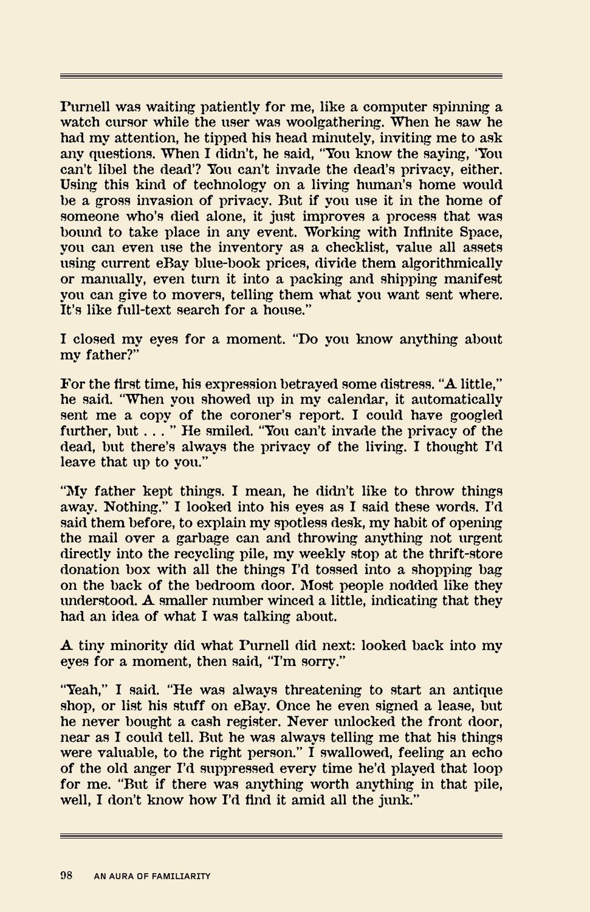Purnell was waiting patiently for me, like a computer spinning a watch cursor while the user was woolgathering. When he saw he had my attention, he tipped his head minutely, inviting me to ask any questions. When I didn't, he said, "You know the saying, 'You can't libel the dead'? You can't invade the dead's privacy, either. Using this kind of technology on a living human's home would be a gross invasion of privacy. But if you use it in the home of someone who's died alone, it just improves a process that was bound to take place in any event. Working with Infinite Space, you can even use the inventory as a checklist, value all assets using current eBay blue-book prices, divide them algorithmically or manually, even turn it into a packing and shipping manifest you can give to movers, telling them what you want sent where. It's like full-text search for a house."

I closed my eyes for a moment. "Do you know anything about my father?"

For the first time, his expression betrayed some distress. "A little," he said. "When you showed up in my calendar, it automatically sent me a copy of the coroner's report. I could have googled further, but . . . " He smiled. "You can't invade the privacy of the dead, but there's always the privacy of the living. I thought I'd leave that up to you."

"My father kept things. I mean, he didn't like to throw things away. Nothing." I looked into his eyes as I said these words. I'd said them before, to explain my spotless desk, my habit of opening the mail over a garbage can and throwing anything not urgent directly into the recycling pile, my weekly stop at the thrift-store donation box with all the things I'd tossed into a shopping bag on the back of the bedroom door. Most people nodded like they understood. A smaller number winced a little, indicating that they had an idea of what I was talking about.

A tiny minority did what Purnell did next: looked back into my eyes for a moment, then said, "I'm sorry."

"Yeah," I said. "He was always threatening to start an antique shop, or list his stuff on eBay. Once he even signed a lease, but he never bought a cash register. Never unlocked the front door, near as I could tell. But he was always telling me that his things were valuable, to the right person." I swallowed, feeling an echo of the old anger I'd suppressed every time he'd played that loop for me. "But if there was anything worth anything in that pile, well, I don't know how I'd find it amid all the junk."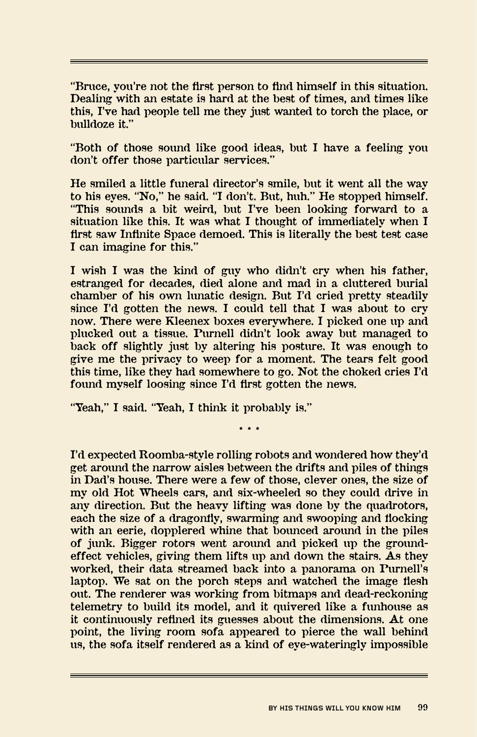"Bruce, you're not the first person to find himself in this situation. Dealing with an estate is hard at the best of times, and times like this, I've had people tell me they just wanted to torch the place, or bulldoze it."

"Both of those sound like good ideas, but I have a feeling you don't offer those particular services."

He smiled a little funeral director's smile, but it went all the way to his eyes. "No," he said. "I don't. But, huh." He stopped himself. "This sounds a bit weird, but I've been looking forward to a situation like this. It was what I thought of immediately when I first saw Infinite Space demoed. This is literally the best test case I can imagine for this."

I wish I was the kind of guy who didn't cry when his father, estranged for decades, died alone and mad in a cluttered burial chamber of his own lunatic design. But I'd cried pretty steadily since I'd gotten the news. I could tell that I was about to cry now. There were Kleenex boxes everywhere. I picked one up and plucked out a tissue. Purnell didn't look away but managed to back off slightly just by altering his posture. It was enough to give me the privacy to weep for a moment. The tears felt good this time, like they had somewhere to go. Not the choked cries I'd found myself loosing since I'd first gotten the news.

"Yeah," I said. "Yeah, I think it probably is."

\* \* \*

I'd expected Roomba-style rolling robots and wondered how they'd get around the narrow aisles between the drifts and piles of things in Dad's house. There were a few of those, clever ones, the size of my old Hot Wheels cars, and six-wheeled so they could drive in any direction. But the heavy lifting was done by the quadrotors, each the size of a dragonfly, swarming and swooping and flocking with an eerie, dopplered whine that bounced around in the piles of junk. Bigger rotors went around and picked up the ground-effect vehicles, giving them lifts up and down the stairs. As they worked, their data streamed back into a panorama on Purnell's laptop. We sat on the porch steps and watched the image flesh out. The renderer was working from bitmaps and dead-reckoning telemetry to build its model, and it quivered like a funhouse as it continuously refined its guesses about the dimensions. At one point, the living room sofa appeared to pierce the wall behind us, the sofa itself rendered as a kind of eye-wateringly impossible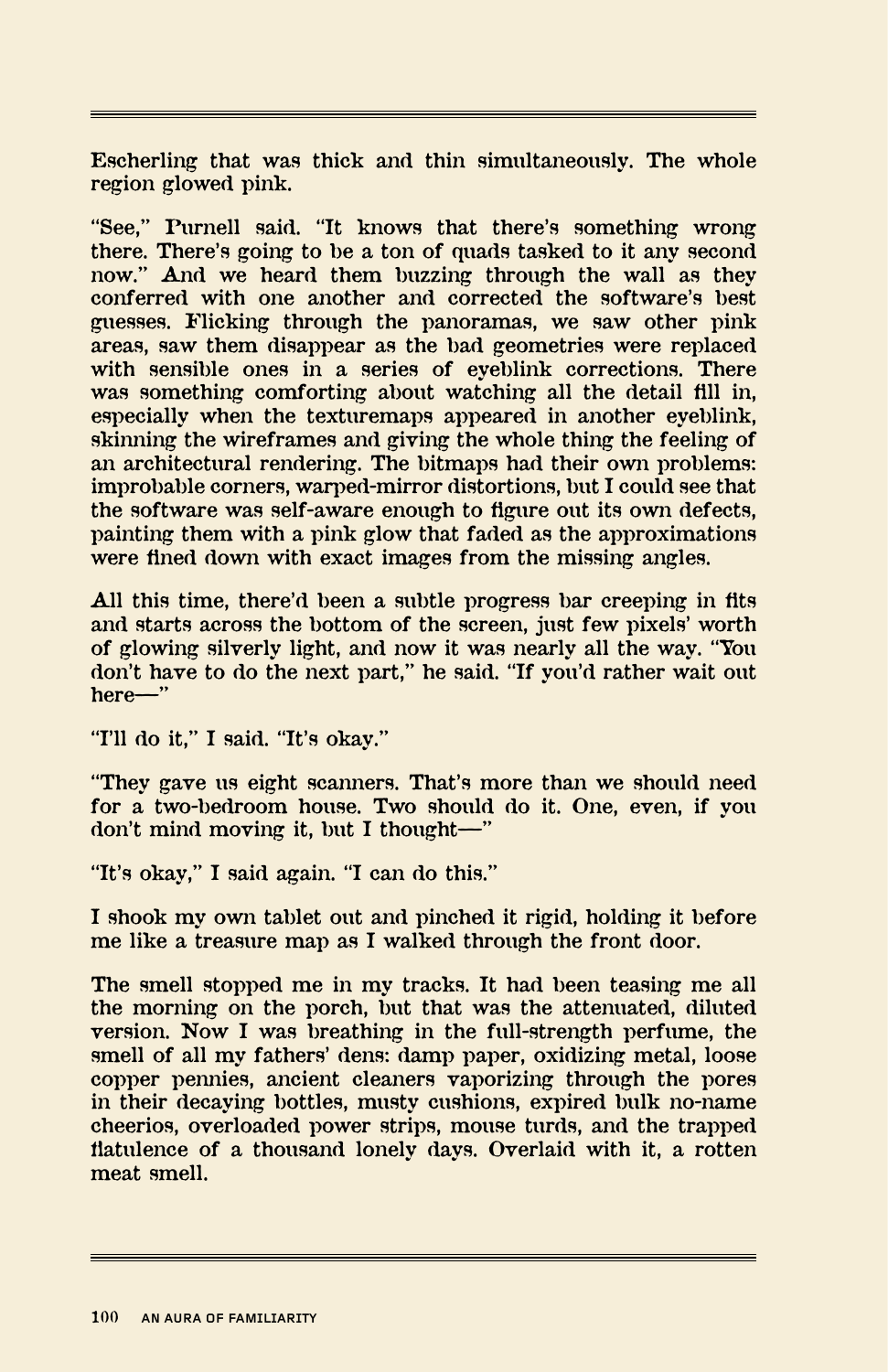Escherling that was thick and thin simultaneously. The whole region glowed pink.

"See," Purnell said. "It knows that there's something wrong there. There's going to be a ton of quads tasked to it any second now." And we heard them buzzing through the wall as they conferred with one another and corrected the software's best guesses. Flicking through the panoramas, we saw other pink areas, saw them disappear as the bad geometries were replaced with sensible ones in a series of eyeblink corrections. There was something comforting about watching all the detail fill in, especially when the texturemaps appeared in another eyeblink, skinning the wireframes and giving the whole thing the feeling of an architectural rendering. The bitmaps had their own problems: improbable corners, warped-mirror distortions, but I could see that the software was self-aware enough to figure out its own defects, painting them with a pink glow that faded as the approximations were fined down with exact images from the missing angles.

All this time, there'd been a subtle progress bar creeping in fits and starts across the bottom of the screen, just few pixels' worth of glowing silverly light, and now it was nearly all the way. "You don't have to do the next part," he said. "If you'd rather wait out here—"

"I'll do it," I said. "It's okay."

"They gave us eight scanners. That's more than we should need for a two-bedroom house. Two should do it. One, even, if you don't mind moving it, but I thought—"

"It's okay," I said again. "I can do this."

I shook my own tablet out and pinched it rigid, holding it before me like a treasure map as I walked through the front door.

The smell stopped me in my tracks. It had been teasing me all the morning on the porch, but that was the attenuated, diluted version. Now I was breathing in the full-strength perfume, the smell of all my fathers' dens: damp paper, oxidizing metal, loose copper pennies, ancient cleaners vaporizing through the pores in their decaying bottles, musty cushions, expired bulk no-name cheerios, overloaded power strips, mouse turds, and the trapped flatulence of a thousand lonely days. Overlaid with it, a rotten meat smell.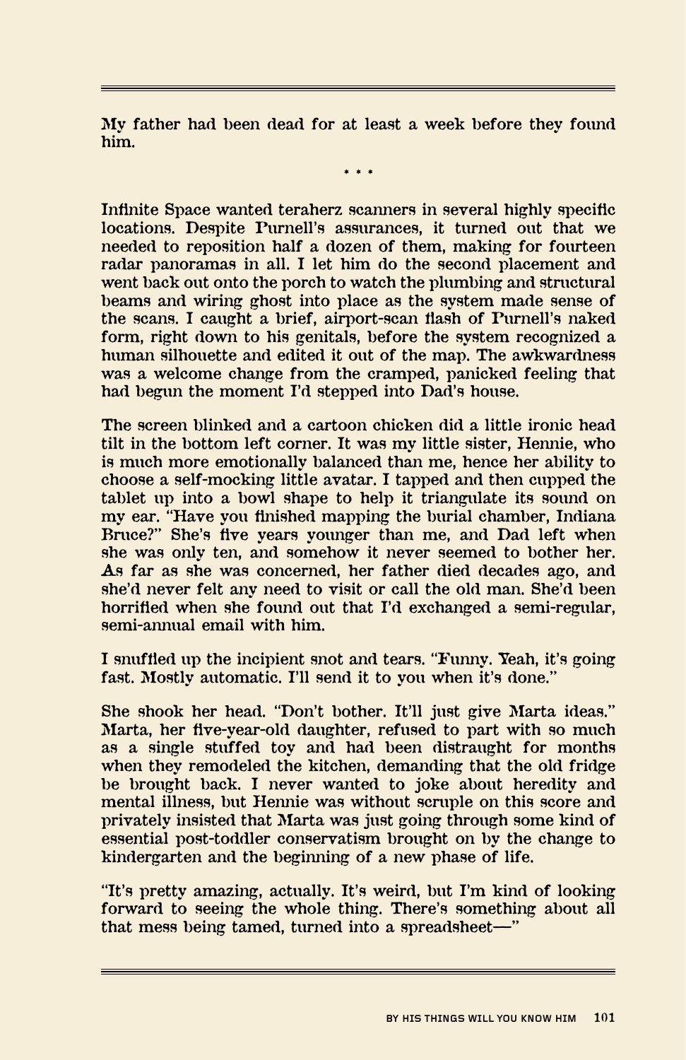My father had been dead for at least a week before they found him.

\* \* \*

Infinite Space wanted teraherz scanners in several highly specific locations. Despite Purnell's assurances, it turned out that we needed to reposition half a dozen of them, making for fourteen radar panoramas in all. I let him do the second placement and went back out onto the porch to watch the plumbing and structural beams and wiring ghost into place as the system made sense of the scans. I caught a brief, airport-scan flash of Purnell's naked form, right down to his genitals, before the system recognized a human silhouette and edited it out of the map. The awkwardness was a welcome change from the cramped, panicked feeling that had begun the moment I'd stepped into Dad's house.

The screen blinked and a cartoon chicken did a little ironic head tilt in the bottom left corner. It was my little sister, Hennie, who is much more emotionally balanced than me, hence her ability to choose a self-mocking little avatar. I tapped and then cupped the tablet up into a bowl shape to help it triangulate its sound on my ear. "Have you finished mapping the burial chamber, Indiana Bruce?" She's five years younger than me, and Dad left when she was only ten, and somehow it never seemed to bother her. As far as she was concerned, her father died decades ago, and she'd never felt any need to visit or call the old man. She'd been horrified when she found out that I'd exchanged a semi-regular, semi-annual email with him.

I snuffled up the incipient snot and tears. "Funny. Yeah, it's going fast. Mostly automatic. I'll send it to you when it's done."

She shook her head. "Don't bother. It'll just give Marta ideas." Marta, her five-year-old daughter, refused to part with so much as a single stuffed toy and had been distraught for months when they remodeled the kitchen, demanding that the old fridge be brought back. I never wanted to joke about heredity and mental illness, but Hennie was without scruple on this score and privately insisted that Marta was just going through some kind of essential post-toddler conservatism brought on by the change to kindergarten and the beginning of a new phase of life.

"It's pretty amazing, actually. It's weird, but I'm kind of looking forward to seeing the whole thing. There's something about all that mess being tamed, turned into a spreadsheet—"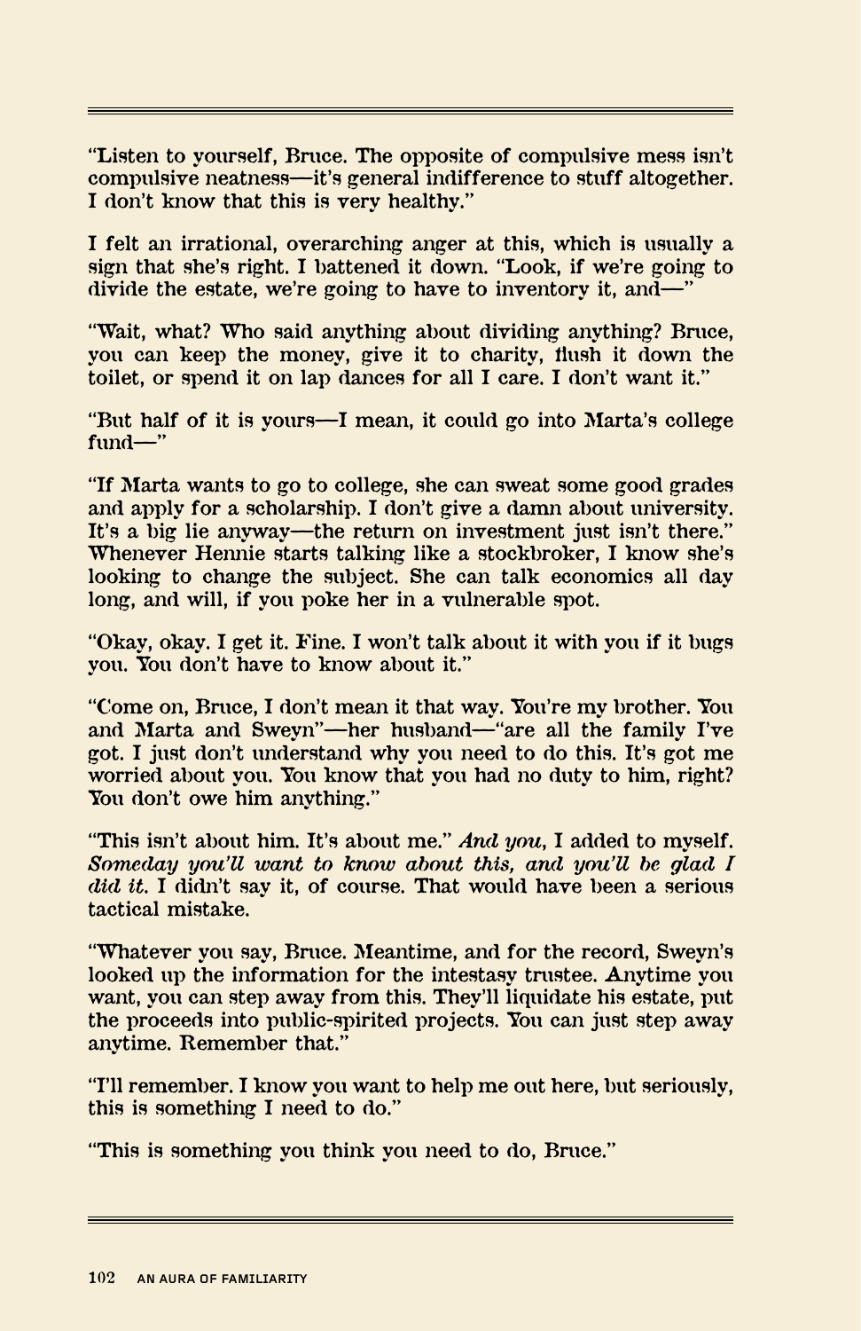"Listen to yourself, Bruce. The opposite of compulsive mess isn't compulsive neatness—it's general indifference to stuff altogether. I don't know that this is very healthy."

I felt an irrational, overarching anger at this, which is usually a sign that she's right. I battened it down. "Look, if we're going to divide the estate, we're going to have to inventory it, and—"

"Wait, what? Who said anything about dividing anything? Bruce, you can keep the money, give it to charity, flush it down the toilet, or spend it on lap dances for all I care. I don't want it."

"But half of it is yours—I mean, it could go into Marta's college fund—"

"If Marta wants to go to college, she can sweat some good grades and apply for a scholarship. I don't give a damn about university. It's a big lie anyway—the return on investment just isn't there." Whenever Hennie starts talking like a stockbroker, I know she's looking to change the subject. She can talk economics all day long, and will, if you poke her in a vulnerable spot.

"Okay, okay. I get it. Fine. I won't talk about it with you if it bugs you. You don't have to know about it."

"Come on, Bruce, I don't mean it that way. You're my brother. You and Marta and Sweyn"—her husband—"are all the family I've got. I just don't understand why you need to do this. It's got me worried about you. You know that you had no duty to him, right? You don't owe him anything."

"This isn't about him. It's about me." *And you*, I added to myself. *Someday you'll want to know about this, and you'll be glad I did it.* I didn't say it, of course. That would have been a serious tactical mistake.

"Whatever you say, Bruce. Meantime, and for the record, Sweyn's looked up the information for the intestasy trustee. Anytime you want, you can step away from this. They'll liquidate his estate, put the proceeds into public-spirited projects. You can just step away anytime. Remember that."

"I'll remember. I know you want to help me out here, but seriously, this is something I need to do."

"This is something you think you need to do, Bruce."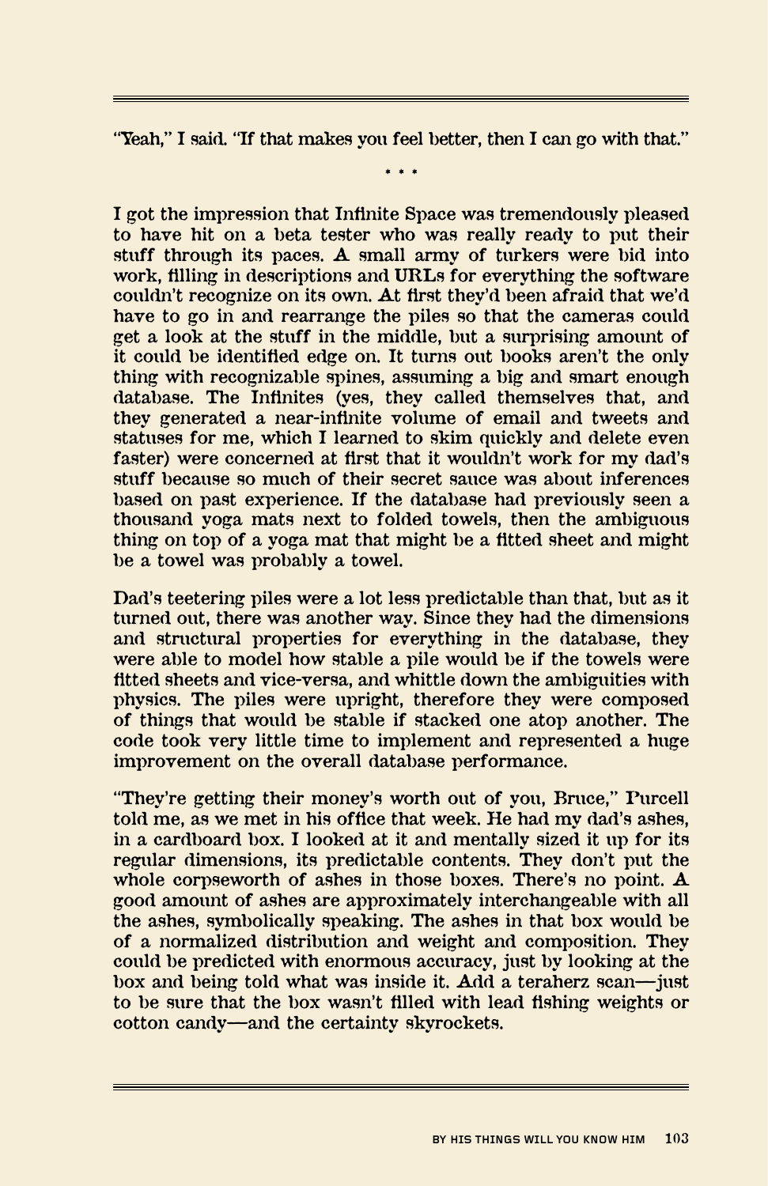"Yeah," I said. "If that makes you feel better, then I can go with that."

\* \* \*

I got the impression that Infinite Space was tremendously pleased to have hit on a beta tester who was really ready to put their stuff through its paces. A small army of turkers were bid into work, filling in descriptions and URLs for everything the software couldn't recognize on its own. At first they'd been afraid that we'd have to go in and rearrange the piles so that the cameras could get a look at the stuff in the middle, but a surprising amount of it could be identified edge on. It turns out books aren't the only thing with recognizable spines, assuming a big and smart enough database. The Infinites (yes, they called themselves that, and they generated a near-infinite volume of email and tweets and statuses for me, which I learned to skim quickly and delete even faster) were concerned at first that it wouldn't work for my dad's stuff because so much of their secret sauce was about inferences based on past experience. If the database had previously seen a thousand yoga mats next to folded towels, then the ambiguous thing on top of a yoga mat that might be a fitted sheet and might be a towel was probably a towel.

Dad's teetering piles were a lot less predictable than that, but as it turned out, there was another way. Since they had the dimensions and structural properties for everything in the database, they were able to model how stable a pile would be if the towels were fitted sheets and vice-versa, and whittle down the ambiguities with physics. The piles were upright, therefore they were composed of things that would be stable if stacked one atop another. The code took very little time to implement and represented a huge improvement on the overall database performance.

"They're getting their money's worth out of you, Bruce," Purcell told me, as we met in his office that week. He had my dad's ashes, in a cardboard box. I looked at it and mentally sized it up for its regular dimensions, its predictable contents. They don't put the whole corpseworth of ashes in those boxes. There's no point. A good amount of ashes are approximately interchangeable with all the ashes, symbolically speaking. The ashes in that box would be of a normalized distribution and weight and composition. They could be predicted with enormous accuracy, just by looking at the box and being told what was inside it. Add a teraherz scan—just to be sure that the box wasn't filled with lead fishing weights or cotton candy—and the certainty skyrockets.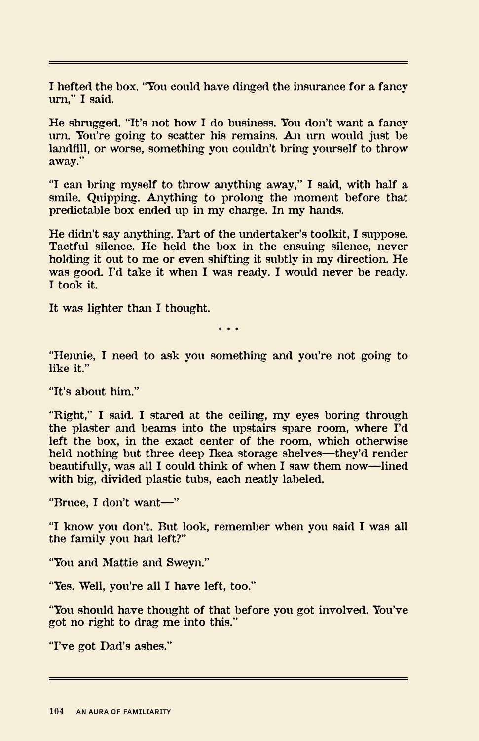I hefted the box. "You could have dinged the insurance for a fancy urn," I said.

He shrugged. "It's not how I do business. You don't want a fancy urn. You're going to scatter his remains. An urn would just be landfill, or worse, something you couldn't bring yourself to throw away."

"I can bring myself to throw anything away," I said, with half a smile. Quipping. Anything to prolong the moment before that predictable box ended up in my charge. In my hands.

He didn't say anything. Part of the undertaker's toolkit, I suppose. Tactful silence. He held the box in the ensuing silence, never holding it out to me or even shifting it subtly in my direction. He was good. I'd take it when I was ready. I would never be ready. I took it.

It was lighter than I thought.

\* \* \*

"Hennie, I need to ask you something and you're not going to like it."

"It's about him."

"Right," I said. I stared at the ceiling, my eyes boring through the plaster and beams into the upstairs spare room, where I'd left the box, in the exact center of the room, which otherwise held nothing but three deep Ikea storage shelves—they'd render beautifully, was all I could think of when I saw them now—lined with big, divided plastic tubs, each neatly labeled.

"Bruce, I don't want—"

"I know you don't. But look, remember when you said I was all the family you had left?"

"You and Mattie and Sweyn."

"Yes. Well, you're all I have left, too."

"You should have thought of that before you got involved. You've got no right to drag me into this."

"I've got Dad's ashes."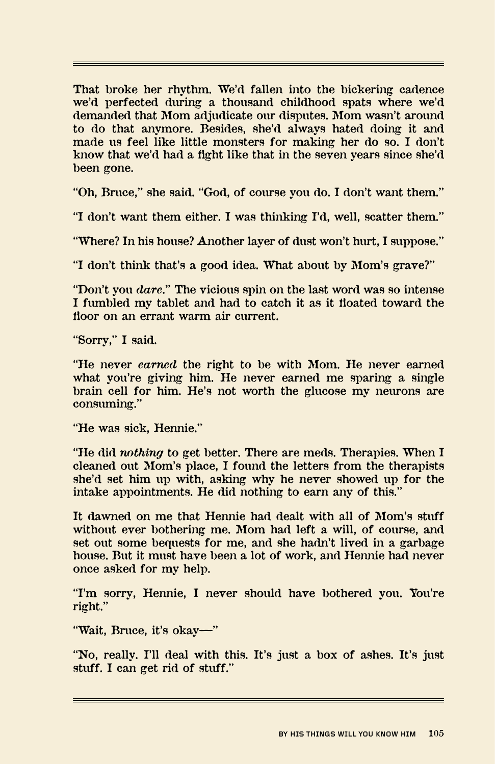That broke her rhythm. We'd fallen into the bickering cadence we'd perfected during a thousand childhood spats where we'd demanded that Mom adjudicate our disputes. Mom wasn't around to do that anymore. Besides, she'd always hated doing it and made us feel like little monsters for making her do so. I don't know that we'd had a fight like that in the seven years since she'd been gone.

"Oh, Bruce," she said. "God, of course you do. I don't want them."

"I don't want them either. I was thinking I'd, well, scatter them."

"Where? In his house? Another layer of dust won't hurt, I suppose."

"I don't think that's a good idea. What about by Mom's grave?"

"Don't you *dare*." The vicious spin on the last word was so intense I fumbled my tablet and had to catch it as it floated toward the floor on an errant warm air current.

"Sorry," I said.

"He never *earned* the right to be with Mom. He never earned what you're giving him. He never earned me sparing a single brain cell for him. He's not worth the glucose my neurons are consuming."

"He was sick, Hennie."

"He did *nothing* to get better. There are meds. Therapies. When I cleaned out Mom's place, I found the letters from the therapists she'd set him up with, asking why he never showed up for the intake appointments. He did nothing to earn any of this."

It dawned on me that Hennie had dealt with all of Mom's stuff without ever bothering me. Mom had left a will, of course, and set out some bequests for me, and she hadn't lived in a garbage house. But it must have been a lot of work, and Hennie had never once asked for my help.

"I'm sorry, Hennie, I never should have bothered you. You're right."

"Wait, Bruce, it's okay—"

"No, really. I'll deal with this. It's just a box of ashes. It's just stuff. I can get rid of stuff."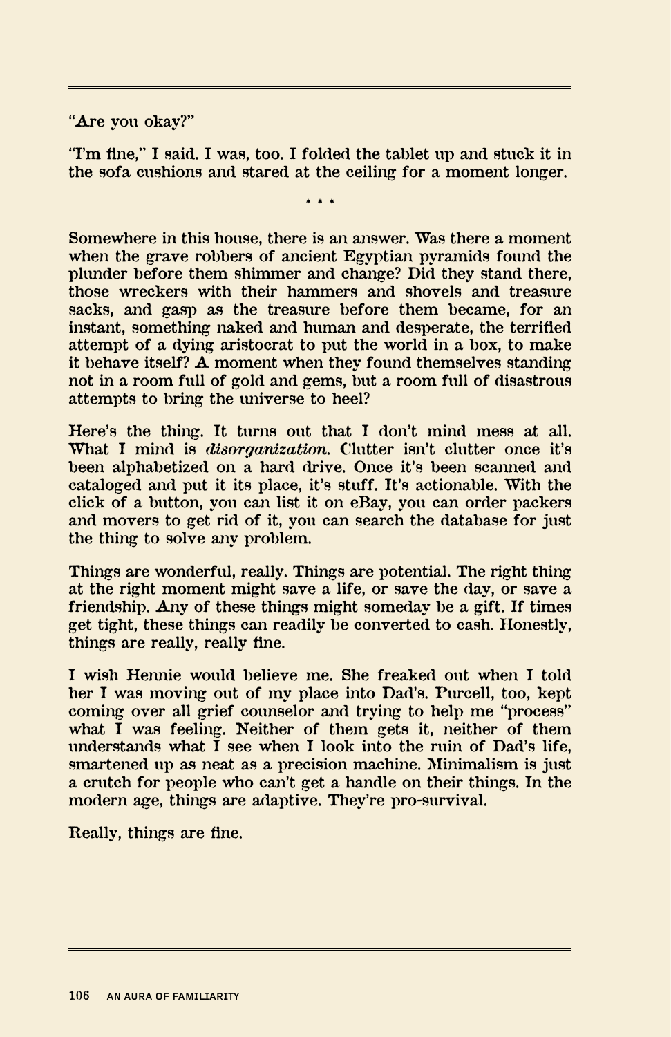"Are you okay?"

"I'm fine," I said. I was, too. I folded the tablet up and stuck it in the sofa cushions and stared at the ceiling for a moment longer.

* * *

Somewhere in this house, there is an answer. Was there a moment when the grave robbers of ancient Egyptian pyramids found the plunder before them shimmer and change? Did they stand there, those wreckers with their hammers and shovels and treasure sacks, and gasp as the treasure before them became, for an instant, something naked and human and desperate, the terrified attempt of a dying aristocrat to put the world in a box, to make it behave itself? A moment when they found themselves standing not in a room full of gold and gems, but a room full of disastrous attempts to bring the universe to heel?

Here's the thing. It turns out that I don't mind mess at all. What I mind is *disorganization*. Clutter isn't clutter once it's been alphabetized on a hard drive. Once it's been scanned and cataloged and put it its place, it's stuff. It's actionable. With the click of a button, you can list it on eBay, you can order packers and movers to get rid of it, you can search the database for just the thing to solve any problem.

Things are wonderful, really. Things are potential. The right thing at the right moment might save a life, or save the day, or save a friendship. Any of these things might someday be a gift. If times get tight, these things can readily be converted to cash. Honestly, things are really, really fine.

I wish Hennie would believe me. She freaked out when I told her I was moving out of my place into Dad's. Purcell, too, kept coming over all grief counselor and trying to help me "process" what I was feeling. Neither of them gets it, neither of them understands what I see when I look into the ruin of Dad's life, smartened up as neat as a precision machine. Minimalism is just a crutch for people who can't get a handle on their things. In the modern age, things are adaptive. They're pro-survival.

Really, things are fine.